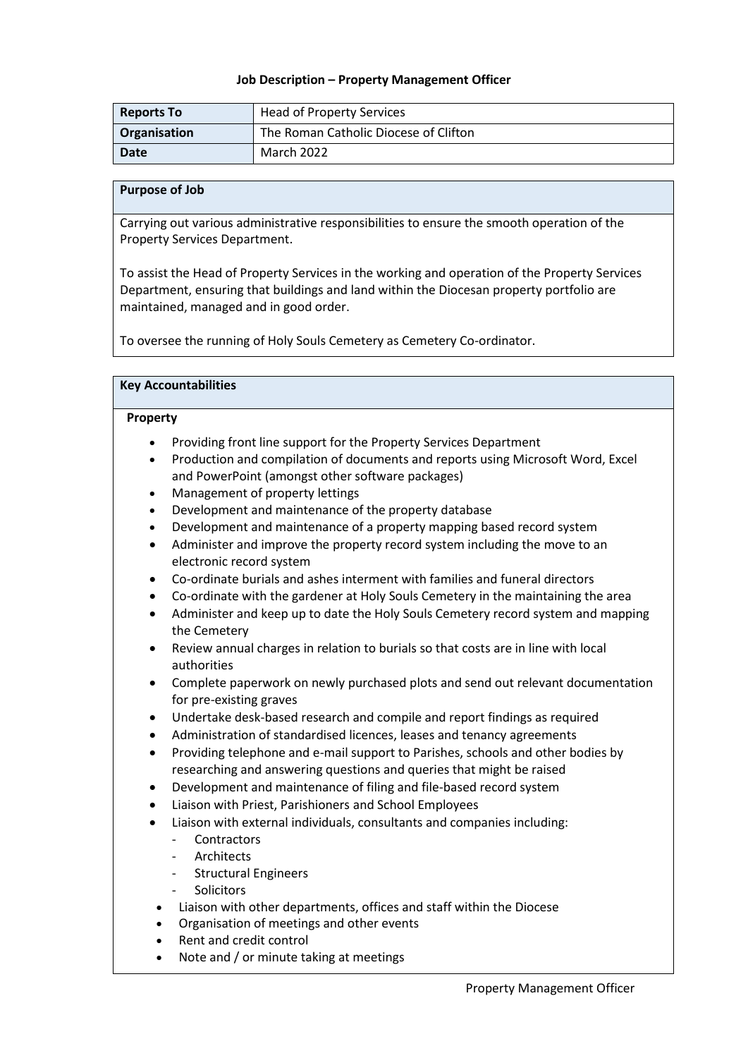## Job Description – Property Management Officer

| **Reports To** | Head of Property Services |
|---|---|
| **Organisation** | The Roman Catholic Diocese of Clifton |
| **Date** | March 2022 |

### Purpose of Job

Carrying out various administrative responsibilities to ensure the smooth operation of the Property Services Department.

To assist the Head of Property Services in the working and operation of the Property Services Department, ensuring that buildings and land within the Diocesan property portfolio are maintained, managed and in good order.

To oversee the running of Holy Souls Cemetery as Cemetery Co-ordinator.

### Key Accountabilities

**Property**

- Providing front line support for the Property Services Department
- Production and compilation of documents and reports using Microsoft Word, Excel and PowerPoint (amongst other software packages)
- Management of property lettings
- Development and maintenance of the property database
- Development and maintenance of a property mapping based record system
- Administer and improve the property record system including the move to an electronic record system
- Co-ordinate burials and ashes interment with families and funeral directors
- Co-ordinate with the gardener at Holy Souls Cemetery in the maintaining the area
- Administer and keep up to date the Holy Souls Cemetery record system and mapping the Cemetery
- Review annual charges in relation to burials so that costs are in line with local authorities
- Complete paperwork on newly purchased plots and send out relevant documentation for pre-existing graves
- Undertake desk-based research and compile and report findings as required
- Administration of standardised licences, leases and tenancy agreements
- Providing telephone and e-mail support to Parishes, schools and other bodies by researching and answering questions and queries that might be raised
- Development and maintenance of filing and file-based record system
- Liaison with Priest, Parishioners and School Employees
- Liaison with external individuals, consultants and companies including:
  - Contractors
  - Architects
  - Structural Engineers
  - Solicitors
- Liaison with other departments, offices and staff within the Diocese
- Organisation of meetings and other events
- Rent and credit control
- Note and / or minute taking at meetings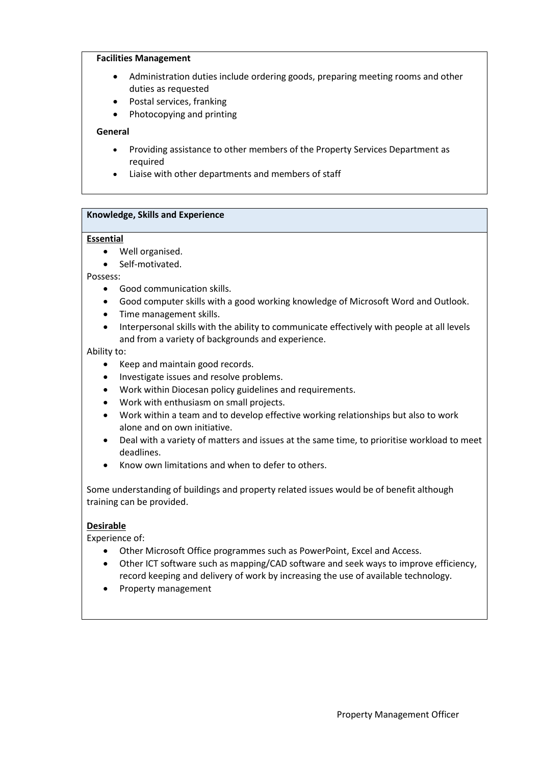**Facilities Management**

- Administration duties include ordering goods, preparing meeting rooms and other duties as requested
- Postal services, franking
- Photocopying and printing

**General**

- Providing assistance to other members of the Property Services Department as required
- Liaise with other departments and members of staff

**Knowledge, Skills and Experience**

**Essential**

- Well organised.
- Self-motivated.

Possess:

- Good communication skills.
- Good computer skills with a good working knowledge of Microsoft Word and Outlook.
- Time management skills.
- Interpersonal skills with the ability to communicate effectively with people at all levels and from a variety of backgrounds and experience.

Ability to:

- Keep and maintain good records.
- Investigate issues and resolve problems.
- Work within Diocesan policy guidelines and requirements.
- Work with enthusiasm on small projects.
- Work within a team and to develop effective working relationships but also to work alone and on own initiative.
- Deal with a variety of matters and issues at the same time, to prioritise workload to meet deadlines.
- Know own limitations and when to defer to others.

Some understanding of buildings and property related issues would be of benefit although training can be provided.

**Desirable**

Experience of:

- Other Microsoft Office programmes such as PowerPoint, Excel and Access.
- Other ICT software such as mapping/CAD software and seek ways to improve efficiency, record keeping and delivery of work by increasing the use of available technology.
- Property management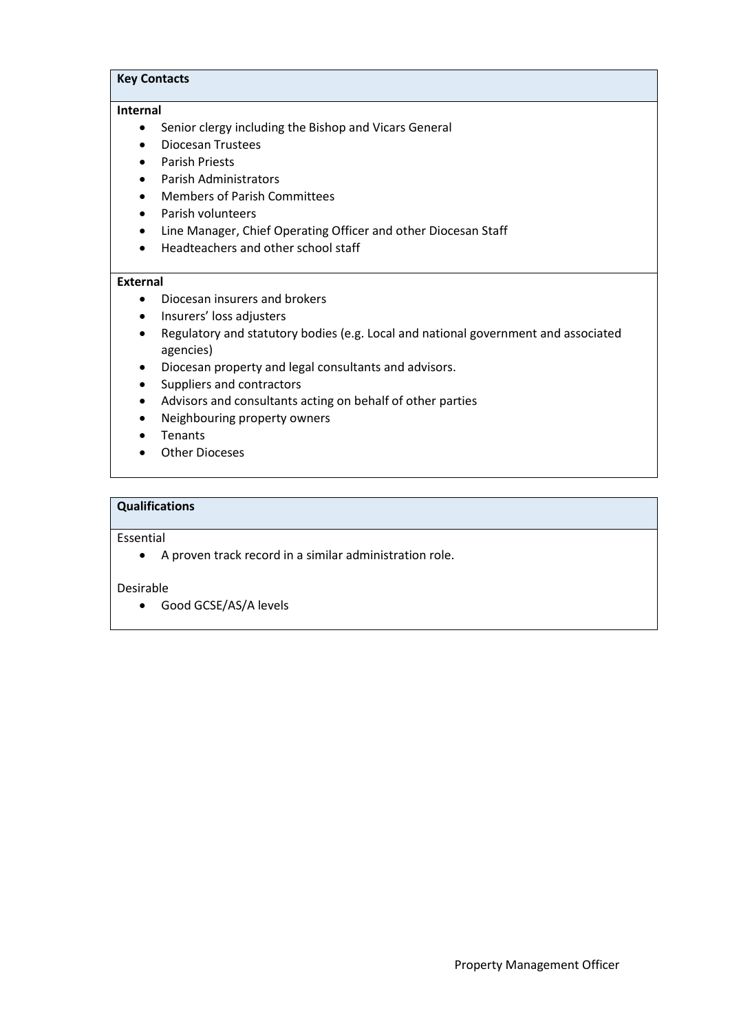**Key Contacts**

**Internal**

- Senior clergy including the Bishop and Vicars General
- Diocesan Trustees
- Parish Priests
- Parish Administrators
- Members of Parish Committees
- Parish volunteers
- Line Manager, Chief Operating Officer and other Diocesan Staff
- Headteachers and other school staff

**External**

- Diocesan insurers and brokers
- Insurers' loss adjusters
- Regulatory and statutory bodies (e.g. Local and national government and associated agencies)
- Diocesan property and legal consultants and advisors.
- Suppliers and contractors
- Advisors and consultants acting on behalf of other parties
- Neighbouring property owners
- Tenants
- Other Dioceses

**Qualifications**

Essential

- A proven track record in a similar administration role.

Desirable

- Good GCSE/AS/A levels